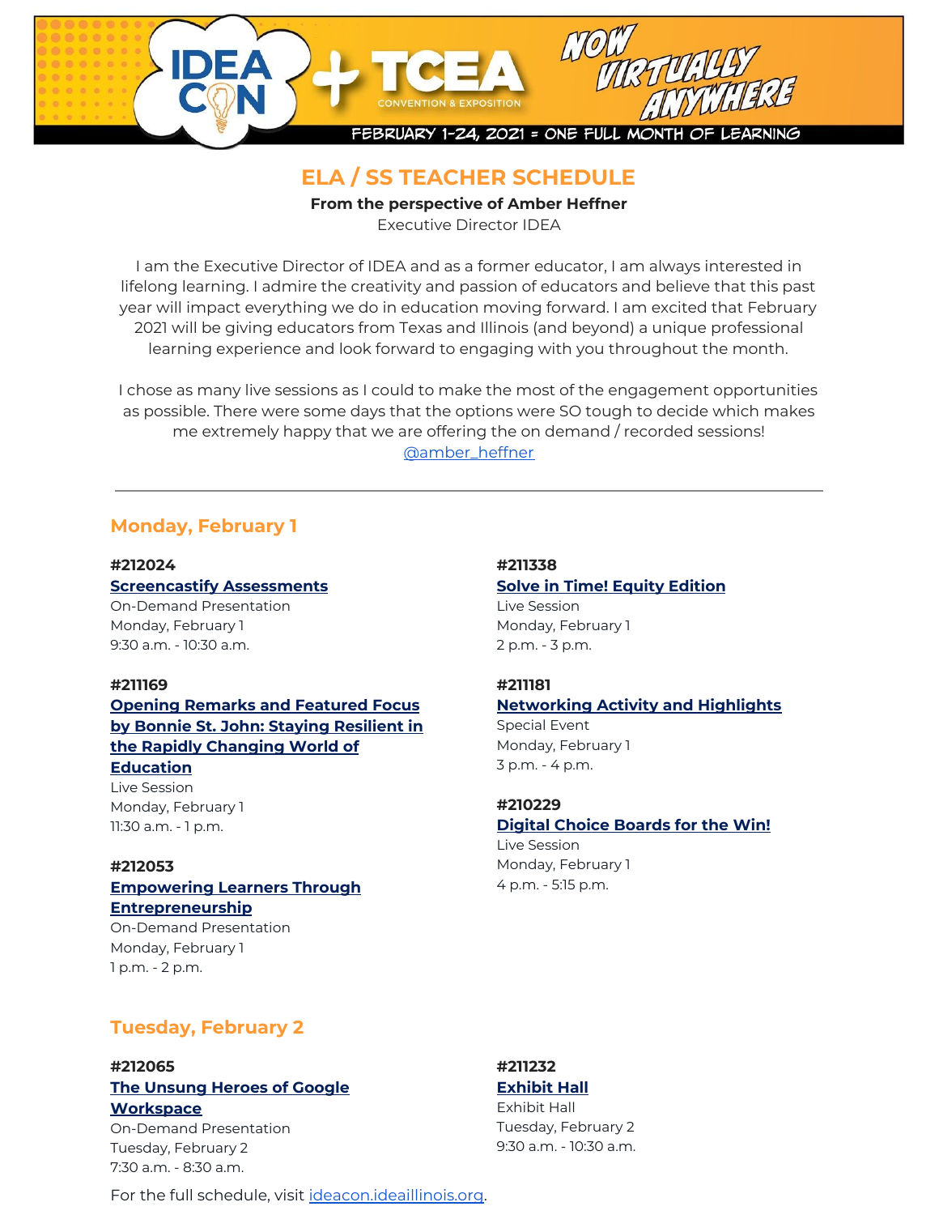IDEA CON + TCEA CONVENTION & EXPOSITION — NOW VIRTUALLY ANYWHERE

FEBRUARY 1-24, 2021 = ONE FULL MONTH OF LEARNING

# ELA / SS TEACHER SCHEDULE

**From the perspective of Amber Heffner**
Executive Director IDEA

I am the Executive Director of IDEA and as a former educator, I am always interested in lifelong learning. I admire the creativity and passion of educators and believe that this past year will impact everything we do in education moving forward. I am excited that February 2021 will be giving educators from Texas and Illinois (and beyond) a unique professional learning experience and look forward to engaging with you throughout the month.

I chose as many live sessions as I could to make the most of the engagement opportunities as possible. There were some days that the options were SO tough to decide which makes me extremely happy that we are offering the on demand / recorded sessions!
@amber_heffner

---

## Monday, February 1

**#212024**
**Screencastify Assessments**
On-Demand Presentation
Monday, February 1
9:30 a.m. - 10:30 a.m.

**#211169**
**Opening Remarks and Featured Focus by Bonnie St. John: Staying Resilient in the Rapidly Changing World of Education**
Live Session
Monday, February 1
11:30 a.m. - 1 p.m.

**#212053**
**Empowering Learners Through Entrepreneurship**
On-Demand Presentation
Monday, February 1
1 p.m. - 2 p.m.

**#211338**
**Solve in Time! Equity Edition**
Live Session
Monday, February 1
2 p.m. - 3 p.m.

**#211181**
**Networking Activity and Highlights**
Special Event
Monday, February 1
3 p.m. - 4 p.m.

**#210229**
**Digital Choice Boards for the Win!**
Live Session
Monday, February 1
4 p.m. - 5:15 p.m.

## Tuesday, February 2

**#212065**
**The Unsung Heroes of Google Workspace**
On-Demand Presentation
Tuesday, February 2
7:30 a.m. - 8:30 a.m.

**#211232**
**Exhibit Hall**
Exhibit Hall
Tuesday, February 2
9:30 a.m. - 10:30 a.m.

For the full schedule, visit ideacon.ideaillinois.org.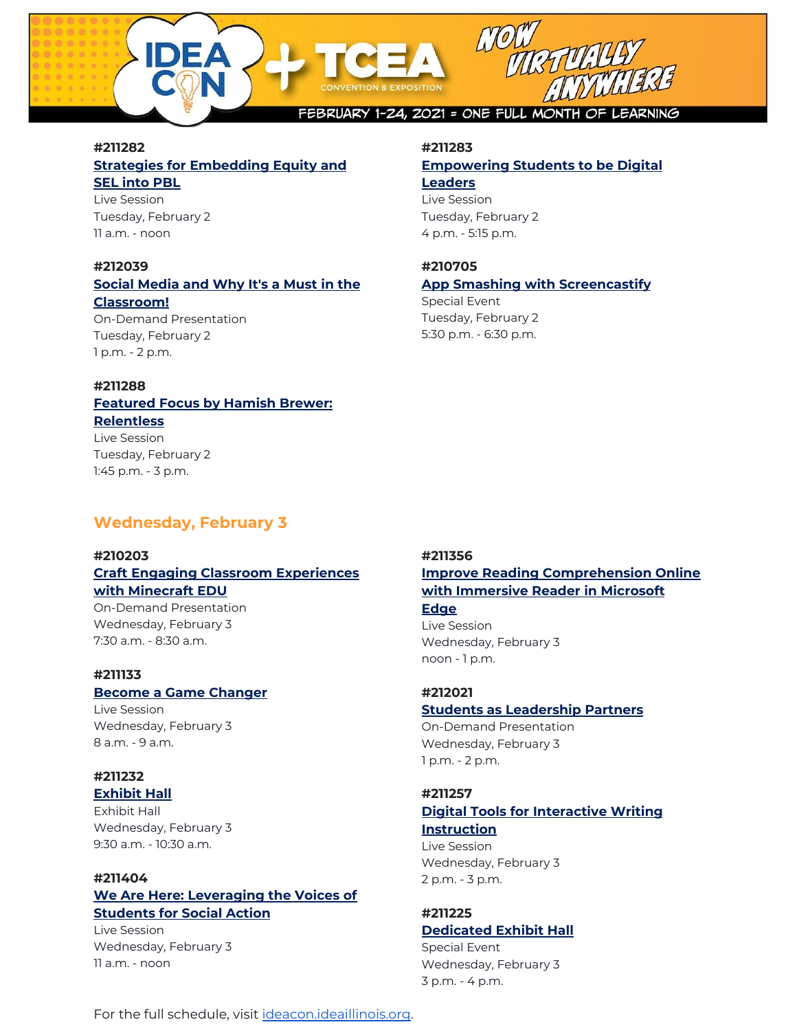**#211282**
**Strategies for Embedding Equity and SEL into PBL**
Live Session
Tuesday, February 2
11 a.m. - noon

**#212039**
**Social Media and Why It's a Must in the Classroom!**
On-Demand Presentation
Tuesday, February 2
1 p.m. - 2 p.m.

**#211288**
**Featured Focus by Hamish Brewer: Relentless**
Live Session
Tuesday, February 2
1:45 p.m. - 3 p.m.

**#211283**
**Empowering Students to be Digital Leaders**
Live Session
Tuesday, February 2
4 p.m. - 5:15 p.m.

**#210705**
**App Smashing with Screencastify**
Special Event
Tuesday, February 2
5:30 p.m. - 6:30 p.m.

## Wednesday, February 3

**#210203**
**Craft Engaging Classroom Experiences with Minecraft EDU**
On-Demand Presentation
Wednesday, February 3
7:30 a.m. - 8:30 a.m.

**#211133**
**Become a Game Changer**
Live Session
Wednesday, February 3
8 a.m. - 9 a.m.

**#211232**
**Exhibit Hall**
Exhibit Hall
Wednesday, February 3
9:30 a.m. - 10:30 a.m.

**#211404**
**We Are Here: Leveraging the Voices of Students for Social Action**
Live Session
Wednesday, February 3
11 a.m. - noon

**#211356**
**Improve Reading Comprehension Online with Immersive Reader in Microsoft Edge**
Live Session
Wednesday, February 3
noon - 1 p.m.

**#212021**
**Students as Leadership Partners**
On-Demand Presentation
Wednesday, February 3
1 p.m. - 2 p.m.

**#211257**
**Digital Tools for Interactive Writing Instruction**
Live Session
Wednesday, February 3
2 p.m. - 3 p.m.

**#211225**
**Dedicated Exhibit Hall**
Special Event
Wednesday, February 3
3 p.m. - 4 p.m.

For the full schedule, visit ideacon.ideaillinois.org.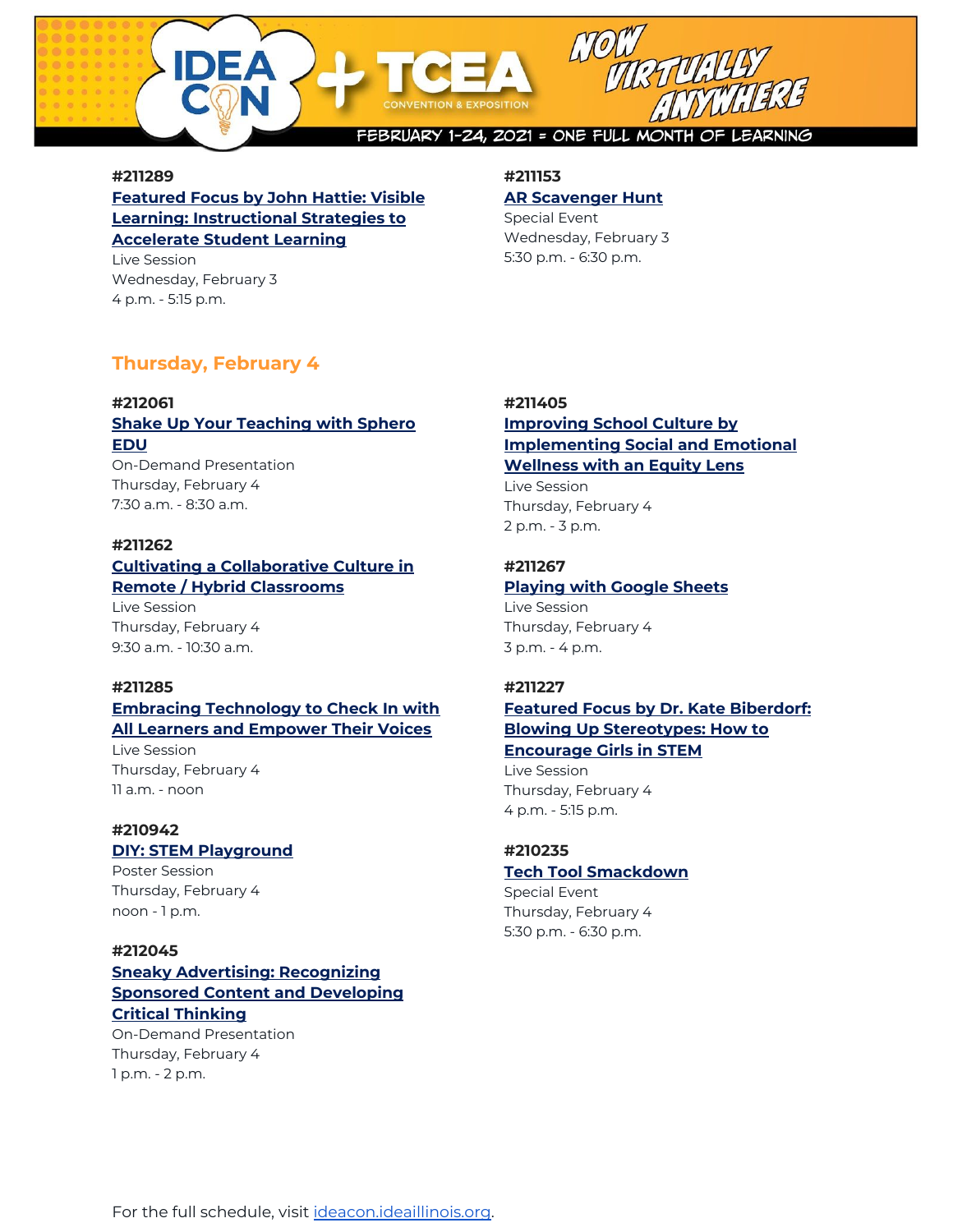#211289
**Featured Focus by John Hattie: Visible Learning: Instructional Strategies to Accelerate Student Learning**
Live Session
Wednesday, February 3
4 p.m. - 5:15 p.m.

#211153
**AR Scavenger Hunt**
Special Event
Wednesday, February 3
5:30 p.m. - 6:30 p.m.

## Thursday, February 4

#212061
**Shake Up Your Teaching with Sphero EDU**
On-Demand Presentation
Thursday, February 4
7:30 a.m. - 8:30 a.m.

#211262
**Cultivating a Collaborative Culture in Remote / Hybrid Classrooms**
Live Session
Thursday, February 4
9:30 a.m. - 10:30 a.m.

#211285
**Embracing Technology to Check In with All Learners and Empower Their Voices**
Live Session
Thursday, February 4
11 a.m. - noon

#210942
**DIY: STEM Playground**
Poster Session
Thursday, February 4
noon - 1 p.m.

#212045
**Sneaky Advertising: Recognizing Sponsored Content and Developing Critical Thinking**
On-Demand Presentation
Thursday, February 4
1 p.m. - 2 p.m.

#211405
**Improving School Culture by Implementing Social and Emotional Wellness with an Equity Lens**
Live Session
Thursday, February 4
2 p.m. - 3 p.m.

#211267
**Playing with Google Sheets**
Live Session
Thursday, February 4
3 p.m. - 4 p.m.

#211227
**Featured Focus by Dr. Kate Biberdorf: Blowing Up Stereotypes: How to Encourage Girls in STEM**
Live Session
Thursday, February 4
4 p.m. - 5:15 p.m.

#210235
**Tech Tool Smackdown**
Special Event
Thursday, February 4
5:30 p.m. - 6:30 p.m.

For the full schedule, visit ideacon.ideaillinois.org.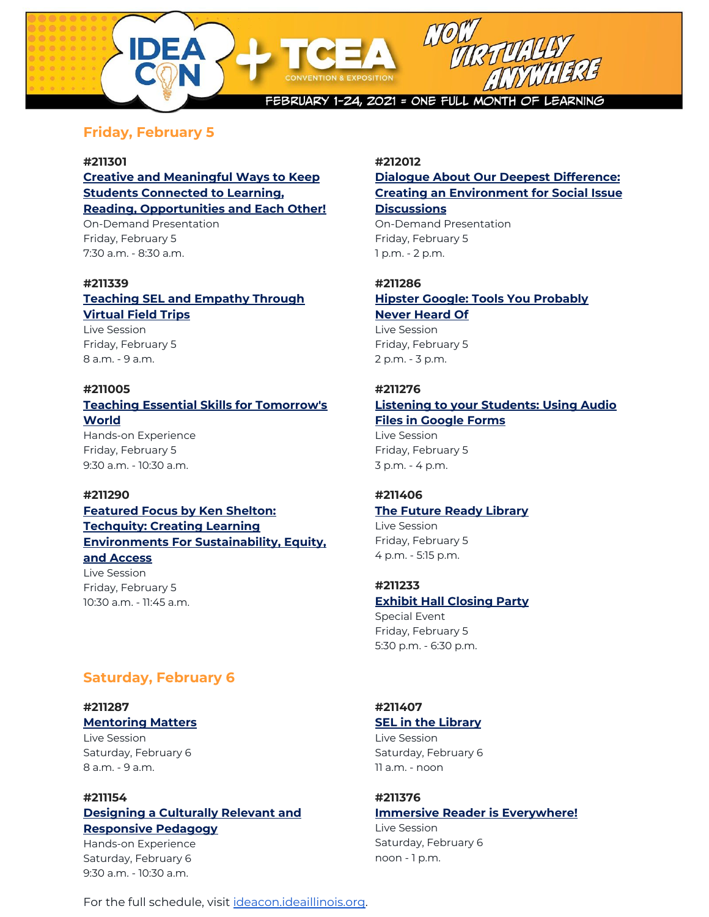## Friday, February 5

**#211301**
**Creative and Meaningful Ways to Keep Students Connected to Learning, Reading, Opportunities and Each Other!**
On-Demand Presentation
Friday, February 5
7:30 a.m. - 8:30 a.m.

**#211339**
**Teaching SEL and Empathy Through Virtual Field Trips**
Live Session
Friday, February 5
8 a.m. - 9 a.m.

**#211005**
**Teaching Essential Skills for Tomorrow's World**
Hands-on Experience
Friday, February 5
9:30 a.m. - 10:30 a.m.

**#211290**
**Featured Focus by Ken Shelton: Techquity: Creating Learning Environments For Sustainability, Equity, and Access**
Live Session
Friday, February 5
10:30 a.m. - 11:45 a.m.

**#212012**
**Dialogue About Our Deepest Difference: Creating an Environment for Social Issue Discussions**
On-Demand Presentation
Friday, February 5
1 p.m. - 2 p.m.

**#211286**
**Hipster Google: Tools You Probably Never Heard Of**
Live Session
Friday, February 5
2 p.m. - 3 p.m.

**#211276**
**Listening to your Students: Using Audio Files in Google Forms**
Live Session
Friday, February 5
3 p.m. - 4 p.m.

**#211406**
**The Future Ready Library**
Live Session
Friday, February 5
4 p.m. - 5:15 p.m.

**#211233**
**Exhibit Hall Closing Party**
Special Event
Friday, February 5
5:30 p.m. - 6:30 p.m.

## Saturday, February 6

**#211287**
**Mentoring Matters**
Live Session
Saturday, February 6
8 a.m. - 9 a.m.

**#211154**
**Designing a Culturally Relevant and Responsive Pedagogy**
Hands-on Experience
Saturday, February 6
9:30 a.m. - 10:30 a.m.

**#211407**
**SEL in the Library**
Live Session
Saturday, February 6
11 a.m. - noon

**#211376**
**Immersive Reader is Everywhere!**
Live Session
Saturday, February 6
noon - 1 p.m.

For the full schedule, visit ideacon.ideaillinois.org.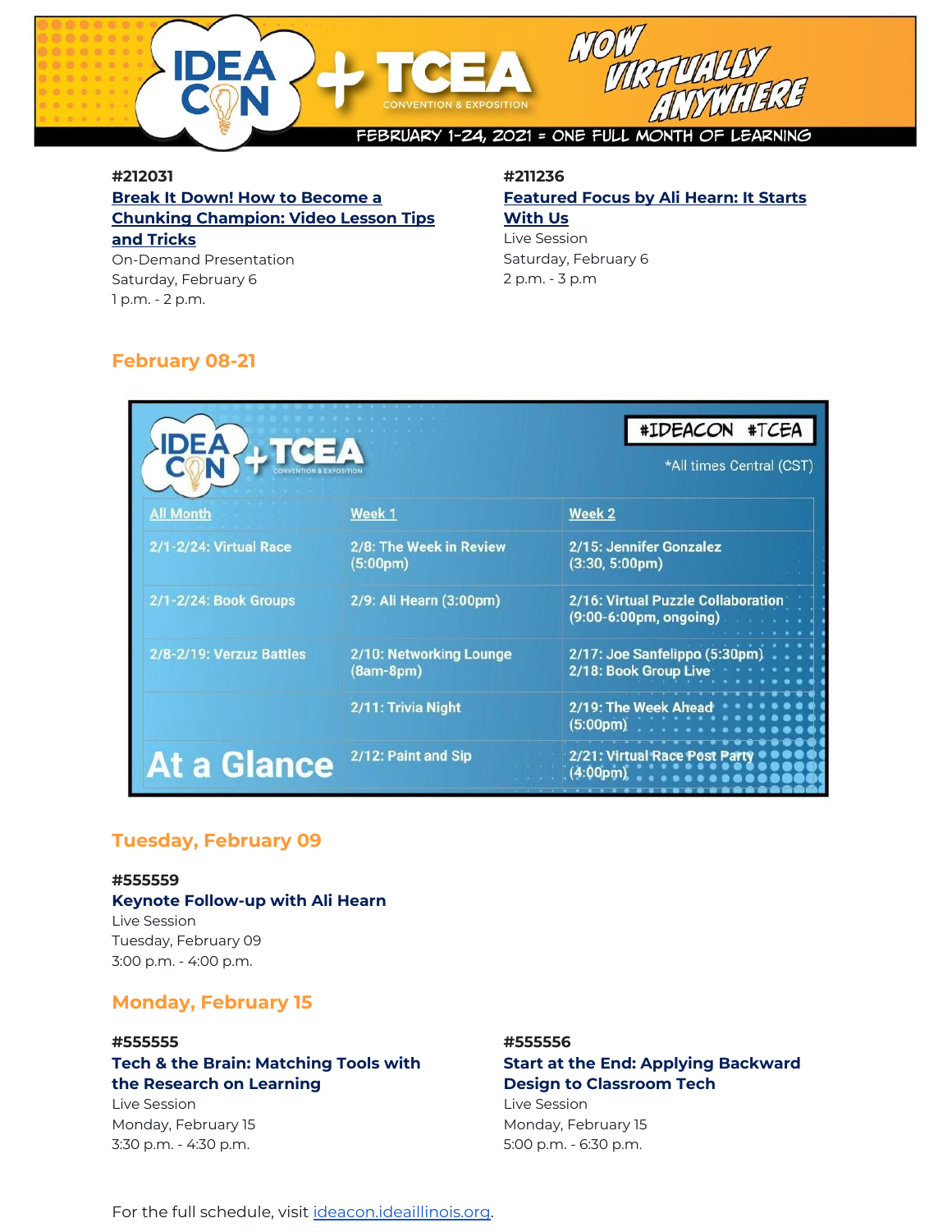**#212031**
**Break It Down! How to Become a Chunking Champion: Video Lesson Tips and Tricks**
On-Demand Presentation
Saturday, February 6
1 p.m. - 2 p.m.

**#211236**
**Featured Focus by Ali Hearn: It Starts With Us**
Live Session
Saturday, February 6
2 p.m. - 3 p.m

## February 08-21

#IDEACON #TCEA

*All times Central (CST)

| All Month | Week 1 | Week 2 |
|---|---|---|
| 2/1-2/24: Virtual Race | 2/8: The Week in Review (5:00pm) | 2/15: Jennifer Gonzalez (3:30, 5:00pm) |
| 2/1-2/24: Book Groups | 2/9: Ali Hearn (3:00pm) | 2/16: Virtual Puzzle Collaboration (9:00-6:00pm, ongoing) |
| 2/8-2/19: Verzuz Battles | 2/10: Networking Lounge (8am-8pm) | 2/17: Joe Sanfelippo (5:30pm)<br>2/18: Book Group Live |
| | 2/11: Trivia Night | 2/19: The Week Ahead (5:00pm) |
| At a Glance | 2/12: Paint and Sip | 2/21: Virtual Race Post Party (4:00pm) |

## Tuesday, February 09

**#555559**
**Keynote Follow-up with Ali Hearn**
Live Session
Tuesday, February 09
3:00 p.m. - 4:00 p.m.

## Monday, February 15

**#555555**
**Tech & the Brain: Matching Tools with the Research on Learning**
Live Session
Monday, February 15
3:30 p.m. - 4:30 p.m.

**#555556**
**Start at the End: Applying Backward Design to Classroom Tech**
Live Session
Monday, February 15
5:00 p.m. - 6:30 p.m.

For the full schedule, visit ideacon.ideaillinois.org.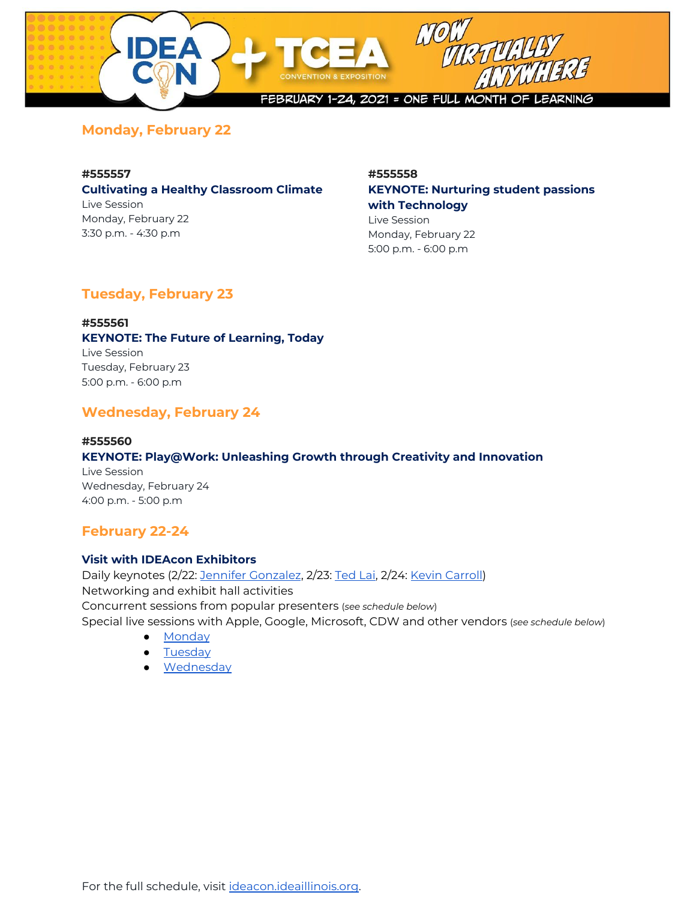## Monday, February 22

**#555557**
**Cultivating a Healthy Classroom Climate**
Live Session
Monday, February 22
3:30 p.m. - 4:30 p.m

**#555558**
**KEYNOTE: Nurturing student passions with Technology**
Live Session
Monday, February 22
5:00 p.m. - 6:00 p.m

## Tuesday, February 23

**#555561**
**KEYNOTE: The Future of Learning, Today**
Live Session
Tuesday, February 23
5:00 p.m. - 6:00 p.m

## Wednesday, February 24

**#555560**
**KEYNOTE: Play@Work: Unleashing Growth through Creativity and Innovation**
Live Session
Wednesday, February 24
4:00 p.m. - 5:00 p.m

## February 22-24

**Visit with IDEAcon Exhibitors**
Daily keynotes (2/22: Jennifer Gonzalez, 2/23: Ted Lai, 2/24: Kevin Carroll)
Networking and exhibit hall activities
Concurrent sessions from popular presenters (*see schedule below*)
Special live sessions with Apple, Google, Microsoft, CDW and other vendors (*see schedule below*)

- Monday
- Tuesday
- Wednesday

For the full schedule, visit ideacon.ideaillinois.org.